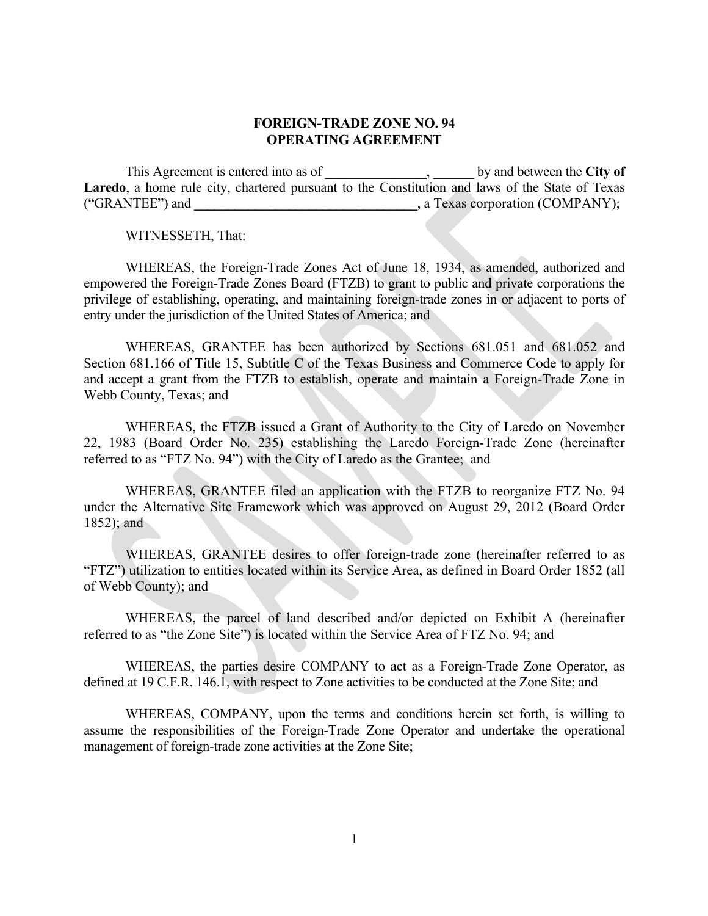# FOREIGN-TRADE ZONE NO. 94
# OPERATING AGREEMENT

This Agreement is entered into as of _______________, ______ by and between the **City of Laredo**, a home rule city, chartered pursuant to the Constitution and laws of the State of Texas ("GRANTEE") and **__________________________________**, a Texas corporation (COMPANY);

WITNESSETH, That:

WHEREAS, the Foreign-Trade Zones Act of June 18, 1934, as amended, authorized and empowered the Foreign-Trade Zones Board (FTZB) to grant to public and private corporations the privilege of establishing, operating, and maintaining foreign-trade zones in or adjacent to ports of entry under the jurisdiction of the United States of America; and

WHEREAS, GRANTEE has been authorized by Sections 681.051 and 681.052 and Section 681.166 of Title 15, Subtitle C of the Texas Business and Commerce Code to apply for and accept a grant from the FTZB to establish, operate and maintain a Foreign-Trade Zone in Webb County, Texas; and

WHEREAS, the FTZB issued a Grant of Authority to the City of Laredo on November 22, 1983 (Board Order No. 235) establishing the Laredo Foreign-Trade Zone (hereinafter referred to as "FTZ No. 94") with the City of Laredo as the Grantee; and

WHEREAS, GRANTEE filed an application with the FTZB to reorganize FTZ No. 94 under the Alternative Site Framework which was approved on August 29, 2012 (Board Order 1852); and

WHEREAS, GRANTEE desires to offer foreign-trade zone (hereinafter referred to as "FTZ") utilization to entities located within its Service Area, as defined in Board Order 1852 (all of Webb County); and

WHEREAS, the parcel of land described and/or depicted on Exhibit A (hereinafter referred to as "the Zone Site") is located within the Service Area of FTZ No. 94; and

WHEREAS, the parties desire COMPANY to act as a Foreign-Trade Zone Operator, as defined at 19 C.F.R. 146.1, with respect to Zone activities to be conducted at the Zone Site; and

WHEREAS, COMPANY, upon the terms and conditions herein set forth, is willing to assume the responsibilities of the Foreign-Trade Zone Operator and undertake the operational management of foreign-trade zone activities at the Zone Site;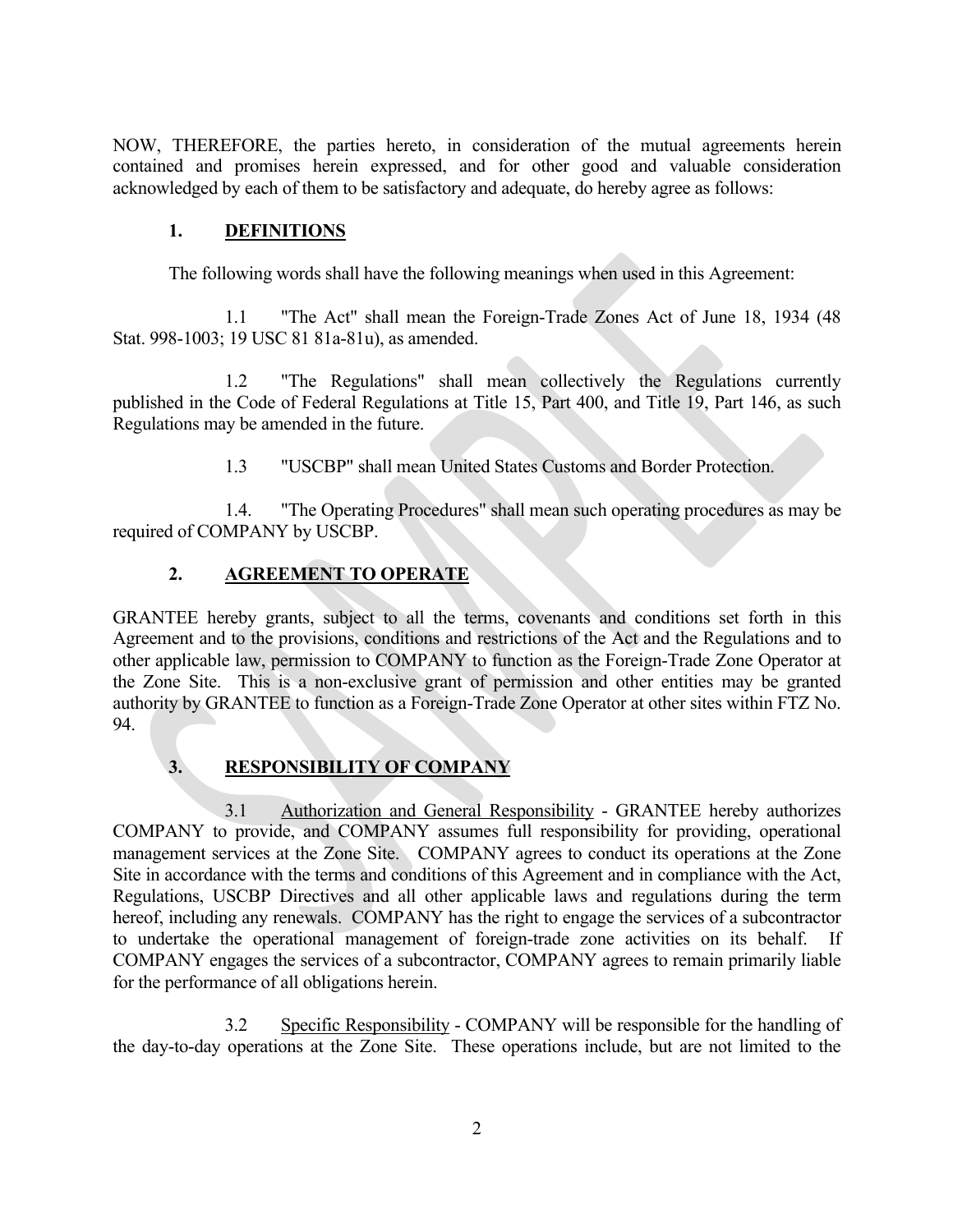NOW, THEREFORE, the parties hereto, in consideration of the mutual agreements herein contained and promises herein expressed, and for other good and valuable consideration acknowledged by each of them to be satisfactory and adequate, do hereby agree as follows:

## 1. DEFINITIONS

The following words shall have the following meanings when used in this Agreement:

1.1 "The Act" shall mean the Foreign-Trade Zones Act of June 18, 1934 (48 Stat. 998-1003; 19 USC 81 81a-81u), as amended.

1.2 "The Regulations" shall mean collectively the Regulations currently published in the Code of Federal Regulations at Title 15, Part 400, and Title 19, Part 146, as such Regulations may be amended in the future.

1.3 "USCBP" shall mean United States Customs and Border Protection.

1.4. "The Operating Procedures" shall mean such operating procedures as may be required of COMPANY by USCBP.

## 2. AGREEMENT TO OPERATE

GRANTEE hereby grants, subject to all the terms, covenants and conditions set forth in this Agreement and to the provisions, conditions and restrictions of the Act and the Regulations and to other applicable law, permission to COMPANY to function as the Foreign-Trade Zone Operator at the Zone Site. This is a non-exclusive grant of permission and other entities may be granted authority by GRANTEE to function as a Foreign-Trade Zone Operator at other sites within FTZ No. 94.

## 3. RESPONSIBILITY OF COMPANY

3.1 Authorization and General Responsibility - GRANTEE hereby authorizes COMPANY to provide, and COMPANY assumes full responsibility for providing, operational management services at the Zone Site. COMPANY agrees to conduct its operations at the Zone Site in accordance with the terms and conditions of this Agreement and in compliance with the Act, Regulations, USCBP Directives and all other applicable laws and regulations during the term hereof, including any renewals. COMPANY has the right to engage the services of a subcontractor to undertake the operational management of foreign-trade zone activities on its behalf. If COMPANY engages the services of a subcontractor, COMPANY agrees to remain primarily liable for the performance of all obligations herein.

3.2 Specific Responsibility - COMPANY will be responsible for the handling of the day-to-day operations at the Zone Site. These operations include, but are not limited to the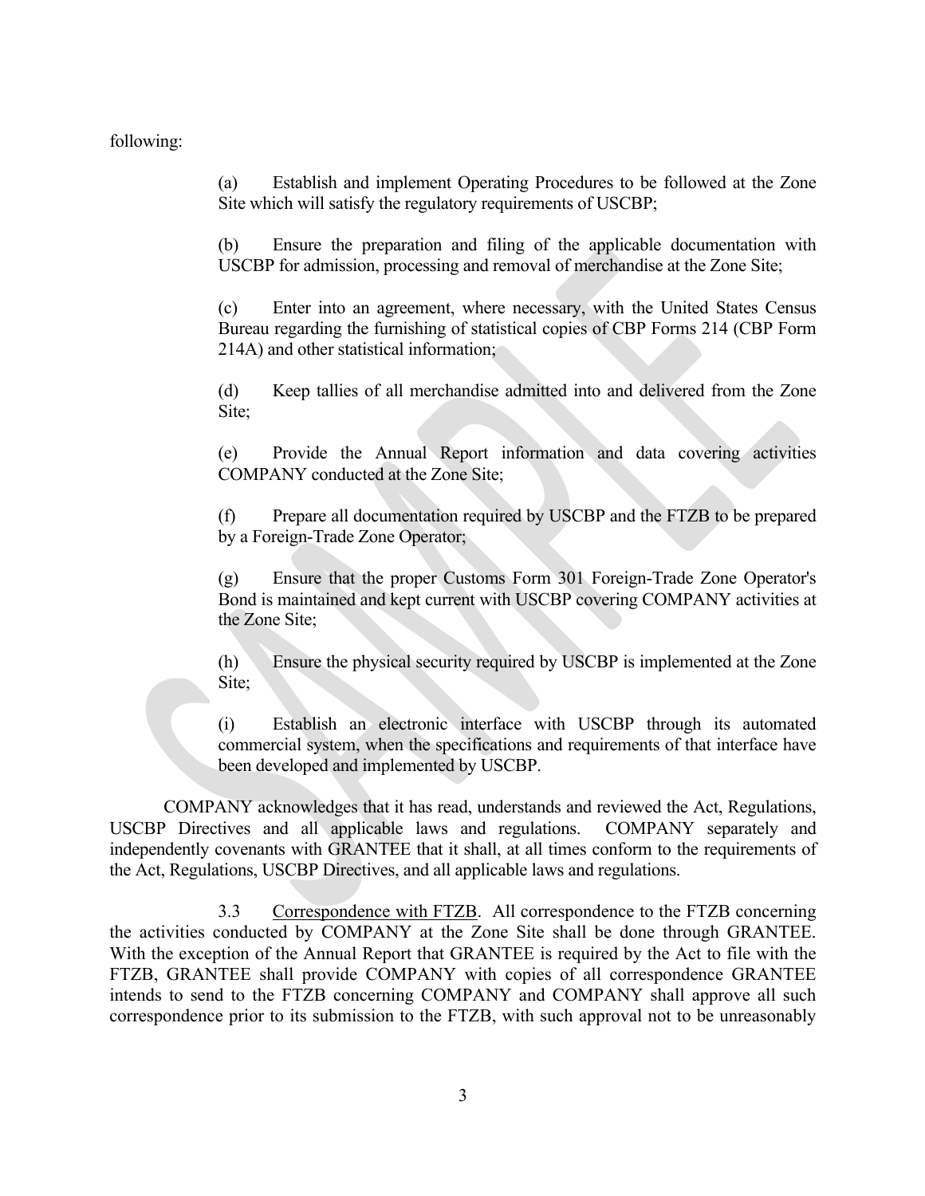following:

(a) Establish and implement Operating Procedures to be followed at the Zone Site which will satisfy the regulatory requirements of USCBP;

(b) Ensure the preparation and filing of the applicable documentation with USCBP for admission, processing and removal of merchandise at the Zone Site;

(c) Enter into an agreement, where necessary, with the United States Census Bureau regarding the furnishing of statistical copies of CBP Forms 214 (CBP Form 214A) and other statistical information;

(d) Keep tallies of all merchandise admitted into and delivered from the Zone Site;

(e) Provide the Annual Report information and data covering activities COMPANY conducted at the Zone Site;

(f) Prepare all documentation required by USCBP and the FTZB to be prepared by a Foreign-Trade Zone Operator;

(g) Ensure that the proper Customs Form 301 Foreign-Trade Zone Operator's Bond is maintained and kept current with USCBP covering COMPANY activities at the Zone Site;

(h) Ensure the physical security required by USCBP is implemented at the Zone Site;

(i) Establish an electronic interface with USCBP through its automated commercial system, when the specifications and requirements of that interface have been developed and implemented by USCBP.

COMPANY acknowledges that it has read, understands and reviewed the Act, Regulations, USCBP Directives and all applicable laws and regulations. COMPANY separately and independently covenants with GRANTEE that it shall, at all times conform to the requirements of the Act, Regulations, USCBP Directives, and all applicable laws and regulations.

3.3 Correspondence with FTZB. All correspondence to the FTZB concerning the activities conducted by COMPANY at the Zone Site shall be done through GRANTEE. With the exception of the Annual Report that GRANTEE is required by the Act to file with the FTZB, GRANTEE shall provide COMPANY with copies of all correspondence GRANTEE intends to send to the FTZB concerning COMPANY and COMPANY shall approve all such correspondence prior to its submission to the FTZB, with such approval not to be unreasonably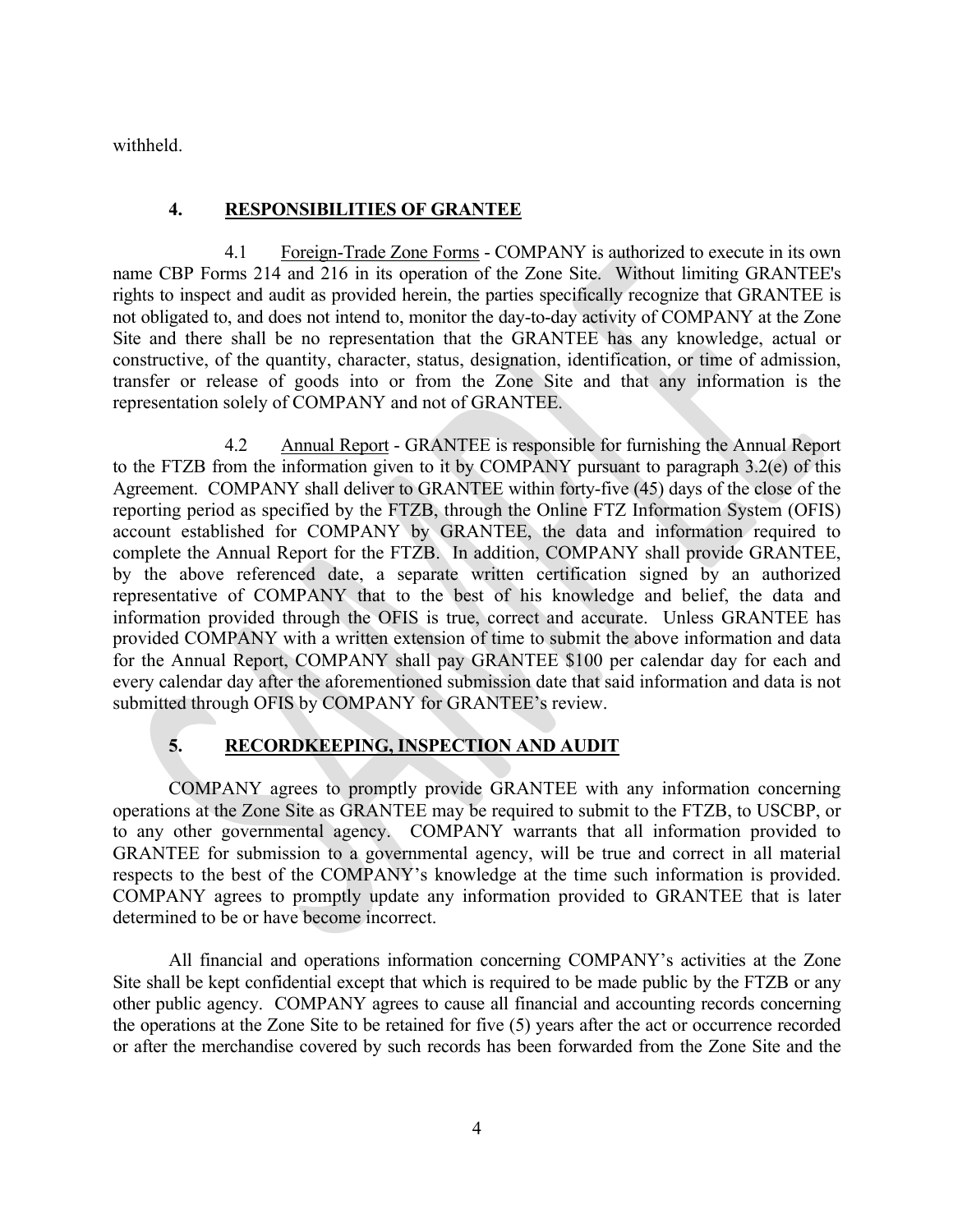withheld.

## 4. RESPONSIBILITIES OF GRANTEE

4.1 Foreign-Trade Zone Forms - COMPANY is authorized to execute in its own name CBP Forms 214 and 216 in its operation of the Zone Site. Without limiting GRANTEE's rights to inspect and audit as provided herein, the parties specifically recognize that GRANTEE is not obligated to, and does not intend to, monitor the day-to-day activity of COMPANY at the Zone Site and there shall be no representation that the GRANTEE has any knowledge, actual or constructive, of the quantity, character, status, designation, identification, or time of admission, transfer or release of goods into or from the Zone Site and that any information is the representation solely of COMPANY and not of GRANTEE.

4.2 Annual Report - GRANTEE is responsible for furnishing the Annual Report to the FTZB from the information given to it by COMPANY pursuant to paragraph 3.2(e) of this Agreement. COMPANY shall deliver to GRANTEE within forty-five (45) days of the close of the reporting period as specified by the FTZB, through the Online FTZ Information System (OFIS) account established for COMPANY by GRANTEE, the data and information required to complete the Annual Report for the FTZB. In addition, COMPANY shall provide GRANTEE, by the above referenced date, a separate written certification signed by an authorized representative of COMPANY that to the best of his knowledge and belief, the data and information provided through the OFIS is true, correct and accurate. Unless GRANTEE has provided COMPANY with a written extension of time to submit the above information and data for the Annual Report, COMPANY shall pay GRANTEE $100 per calendar day for each and every calendar day after the aforementioned submission date that said information and data is not submitted through OFIS by COMPANY for GRANTEE's review.

## 5. RECORDKEEPING, INSPECTION AND AUDIT

COMPANY agrees to promptly provide GRANTEE with any information concerning operations at the Zone Site as GRANTEE may be required to submit to the FTZB, to USCBP, or to any other governmental agency. COMPANY warrants that all information provided to GRANTEE for submission to a governmental agency, will be true and correct in all material respects to the best of the COMPANY's knowledge at the time such information is provided. COMPANY agrees to promptly update any information provided to GRANTEE that is later determined to be or have become incorrect.

All financial and operations information concerning COMPANY's activities at the Zone Site shall be kept confidential except that which is required to be made public by the FTZB or any other public agency. COMPANY agrees to cause all financial and accounting records concerning the operations at the Zone Site to be retained for five (5) years after the act or occurrence recorded or after the merchandise covered by such records has been forwarded from the Zone Site and the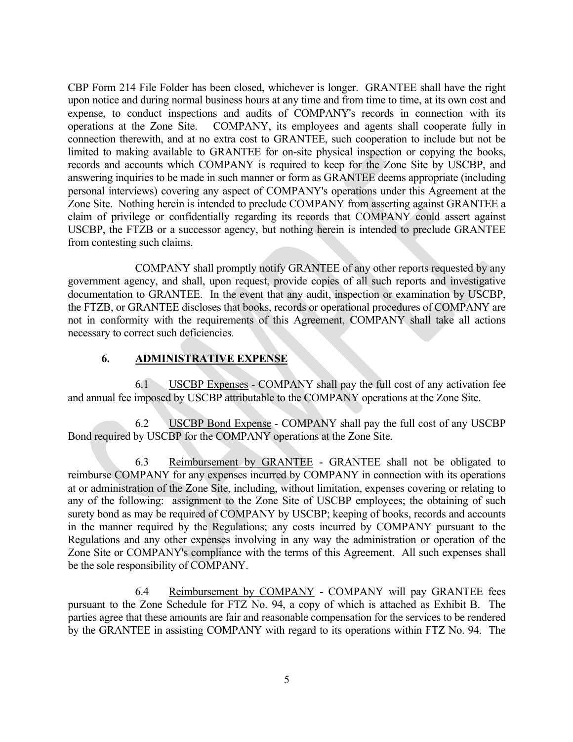CBP Form 214 File Folder has been closed, whichever is longer. GRANTEE shall have the right upon notice and during normal business hours at any time and from time to time, at its own cost and expense, to conduct inspections and audits of COMPANY's records in connection with its operations at the Zone Site. COMPANY, its employees and agents shall cooperate fully in connection therewith, and at no extra cost to GRANTEE, such cooperation to include but not be limited to making available to GRANTEE for on-site physical inspection or copying the books, records and accounts which COMPANY is required to keep for the Zone Site by USCBP, and answering inquiries to be made in such manner or form as GRANTEE deems appropriate (including personal interviews) covering any aspect of COMPANY's operations under this Agreement at the Zone Site. Nothing herein is intended to preclude COMPANY from asserting against GRANTEE a claim of privilege or confidentially regarding its records that COMPANY could assert against USCBP, the FTZB or a successor agency, but nothing herein is intended to preclude GRANTEE from contesting such claims.

COMPANY shall promptly notify GRANTEE of any other reports requested by any government agency, and shall, upon request, provide copies of all such reports and investigative documentation to GRANTEE. In the event that any audit, inspection or examination by USCBP, the FTZB, or GRANTEE discloses that books, records or operational procedures of COMPANY are not in conformity with the requirements of this Agreement, COMPANY shall take all actions necessary to correct such deficiencies.

## 6. ADMINISTRATIVE EXPENSE

6.1 USCBP Expenses - COMPANY shall pay the full cost of any activation fee and annual fee imposed by USCBP attributable to the COMPANY operations at the Zone Site.

6.2 USCBP Bond Expense - COMPANY shall pay the full cost of any USCBP Bond required by USCBP for the COMPANY operations at the Zone Site.

6.3 Reimbursement by GRANTEE - GRANTEE shall not be obligated to reimburse COMPANY for any expenses incurred by COMPANY in connection with its operations at or administration of the Zone Site, including, without limitation, expenses covering or relating to any of the following: assignment to the Zone Site of USCBP employees; the obtaining of such surety bond as may be required of COMPANY by USCBP; keeping of books, records and accounts in the manner required by the Regulations; any costs incurred by COMPANY pursuant to the Regulations and any other expenses involving in any way the administration or operation of the Zone Site or COMPANY's compliance with the terms of this Agreement. All such expenses shall be the sole responsibility of COMPANY.

6.4 Reimbursement by COMPANY - COMPANY will pay GRANTEE fees pursuant to the Zone Schedule for FTZ No. 94, a copy of which is attached as Exhibit B. The parties agree that these amounts are fair and reasonable compensation for the services to be rendered by the GRANTEE in assisting COMPANY with regard to its operations within FTZ No. 94. The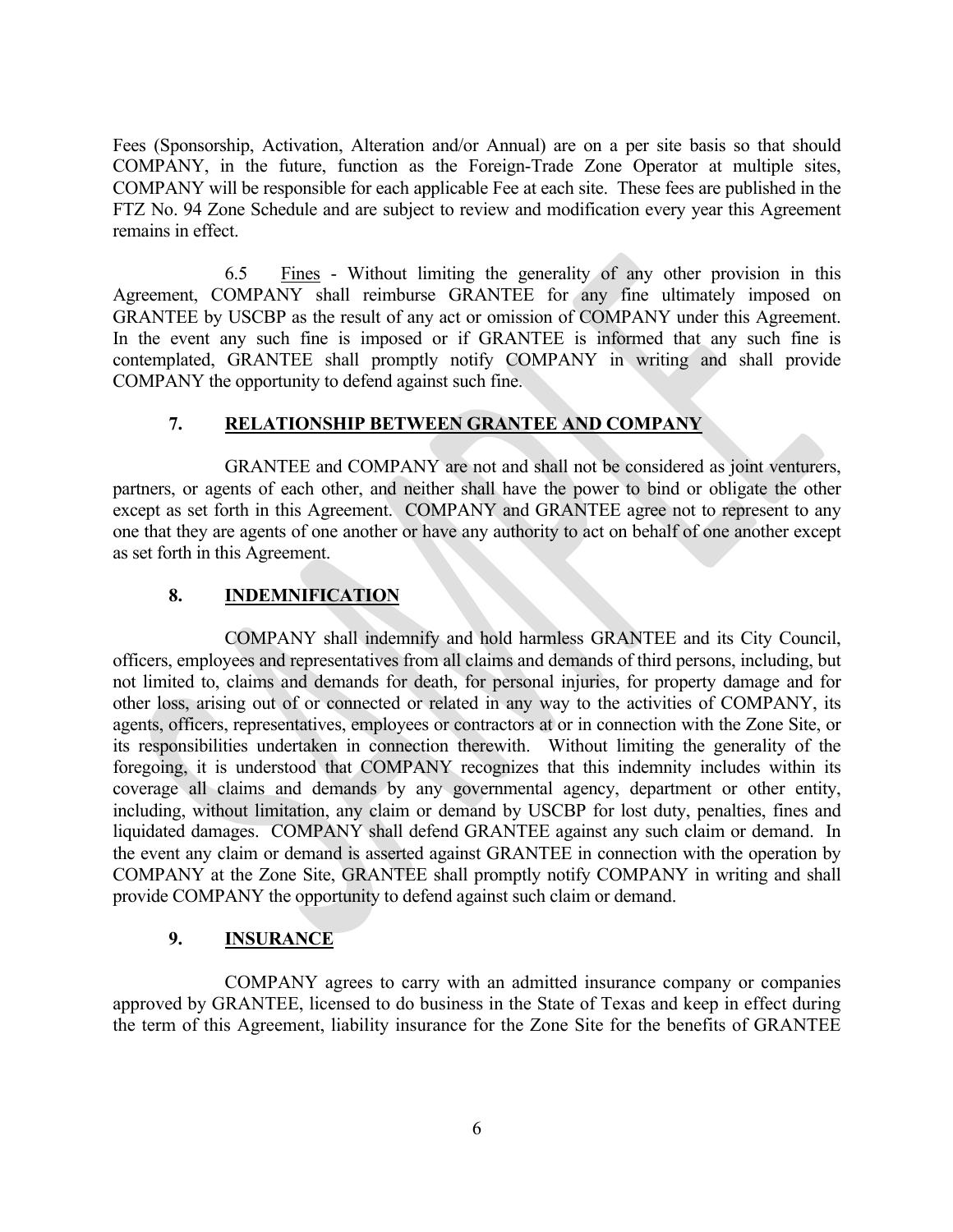Fees (Sponsorship, Activation, Alteration and/or Annual) are on a per site basis so that should COMPANY, in the future, function as the Foreign-Trade Zone Operator at multiple sites, COMPANY will be responsible for each applicable Fee at each site. These fees are published in the FTZ No. 94 Zone Schedule and are subject to review and modification every year this Agreement remains in effect.

6.5 Fines - Without limiting the generality of any other provision in this Agreement, COMPANY shall reimburse GRANTEE for any fine ultimately imposed on GRANTEE by USCBP as the result of any act or omission of COMPANY under this Agreement. In the event any such fine is imposed or if GRANTEE is informed that any such fine is contemplated, GRANTEE shall promptly notify COMPANY in writing and shall provide COMPANY the opportunity to defend against such fine.

## 7. RELATIONSHIP BETWEEN GRANTEE AND COMPANY

GRANTEE and COMPANY are not and shall not be considered as joint venturers, partners, or agents of each other, and neither shall have the power to bind or obligate the other except as set forth in this Agreement. COMPANY and GRANTEE agree not to represent to any one that they are agents of one another or have any authority to act on behalf of one another except as set forth in this Agreement.

## 8. INDEMNIFICATION

COMPANY shall indemnify and hold harmless GRANTEE and its City Council, officers, employees and representatives from all claims and demands of third persons, including, but not limited to, claims and demands for death, for personal injuries, for property damage and for other loss, arising out of or connected or related in any way to the activities of COMPANY, its agents, officers, representatives, employees or contractors at or in connection with the Zone Site, or its responsibilities undertaken in connection therewith. Without limiting the generality of the foregoing, it is understood that COMPANY recognizes that this indemnity includes within its coverage all claims and demands by any governmental agency, department or other entity, including, without limitation, any claim or demand by USCBP for lost duty, penalties, fines and liquidated damages. COMPANY shall defend GRANTEE against any such claim or demand. In the event any claim or demand is asserted against GRANTEE in connection with the operation by COMPANY at the Zone Site, GRANTEE shall promptly notify COMPANY in writing and shall provide COMPANY the opportunity to defend against such claim or demand.

## 9. INSURANCE

COMPANY agrees to carry with an admitted insurance company or companies approved by GRANTEE, licensed to do business in the State of Texas and keep in effect during the term of this Agreement, liability insurance for the Zone Site for the benefits of GRANTEE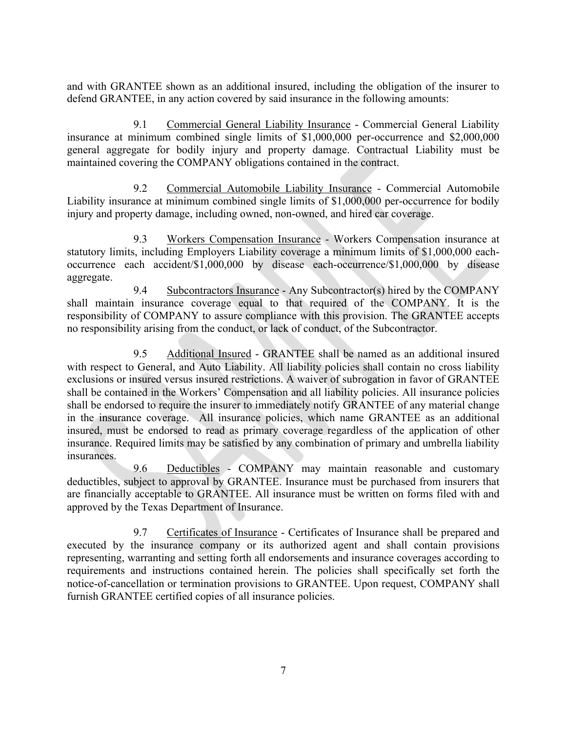and with GRANTEE shown as an additional insured, including the obligation of the insurer to defend GRANTEE, in any action covered by said insurance in the following amounts:

9.1 Commercial General Liability Insurance - Commercial General Liability insurance at minimum combined single limits of $1,000,000 per-occurrence and $2,000,000 general aggregate for bodily injury and property damage. Contractual Liability must be maintained covering the COMPANY obligations contained in the contract.

9.2 Commercial Automobile Liability Insurance - Commercial Automobile Liability insurance at minimum combined single limits of $1,000,000 per-occurrence for bodily injury and property damage, including owned, non-owned, and hired car coverage.

9.3 Workers Compensation Insurance - Workers Compensation insurance at statutory limits, including Employers Liability coverage a minimum limits of $1,000,000 each-occurrence each accident/$1,000,000 by disease each-occurrence/$1,000,000 by disease aggregate.

9.4 Subcontractors Insurance - Any Subcontractor(s) hired by the COMPANY shall maintain insurance coverage equal to that required of the COMPANY. It is the responsibility of COMPANY to assure compliance with this provision. The GRANTEE accepts no responsibility arising from the conduct, or lack of conduct, of the Subcontractor.

9.5 Additional Insured - GRANTEE shall be named as an additional insured with respect to General, and Auto Liability. All liability policies shall contain no cross liability exclusions or insured versus insured restrictions. A waiver of subrogation in favor of GRANTEE shall be contained in the Workers' Compensation and all liability policies. All insurance policies shall be endorsed to require the insurer to immediately notify GRANTEE of any material change in the insurance coverage. All insurance policies, which name GRANTEE as an additional insured, must be endorsed to read as primary coverage regardless of the application of other insurance. Required limits may be satisfied by any combination of primary and umbrella liability insurances.

9.6 Deductibles - COMPANY may maintain reasonable and customary deductibles, subject to approval by GRANTEE. Insurance must be purchased from insurers that are financially acceptable to GRANTEE. All insurance must be written on forms filed with and approved by the Texas Department of Insurance.

9.7 Certificates of Insurance - Certificates of Insurance shall be prepared and executed by the insurance company or its authorized agent and shall contain provisions representing, warranting and setting forth all endorsements and insurance coverages according to requirements and instructions contained herein. The policies shall specifically set forth the notice-of-cancellation or termination provisions to GRANTEE. Upon request, COMPANY shall furnish GRANTEE certified copies of all insurance policies.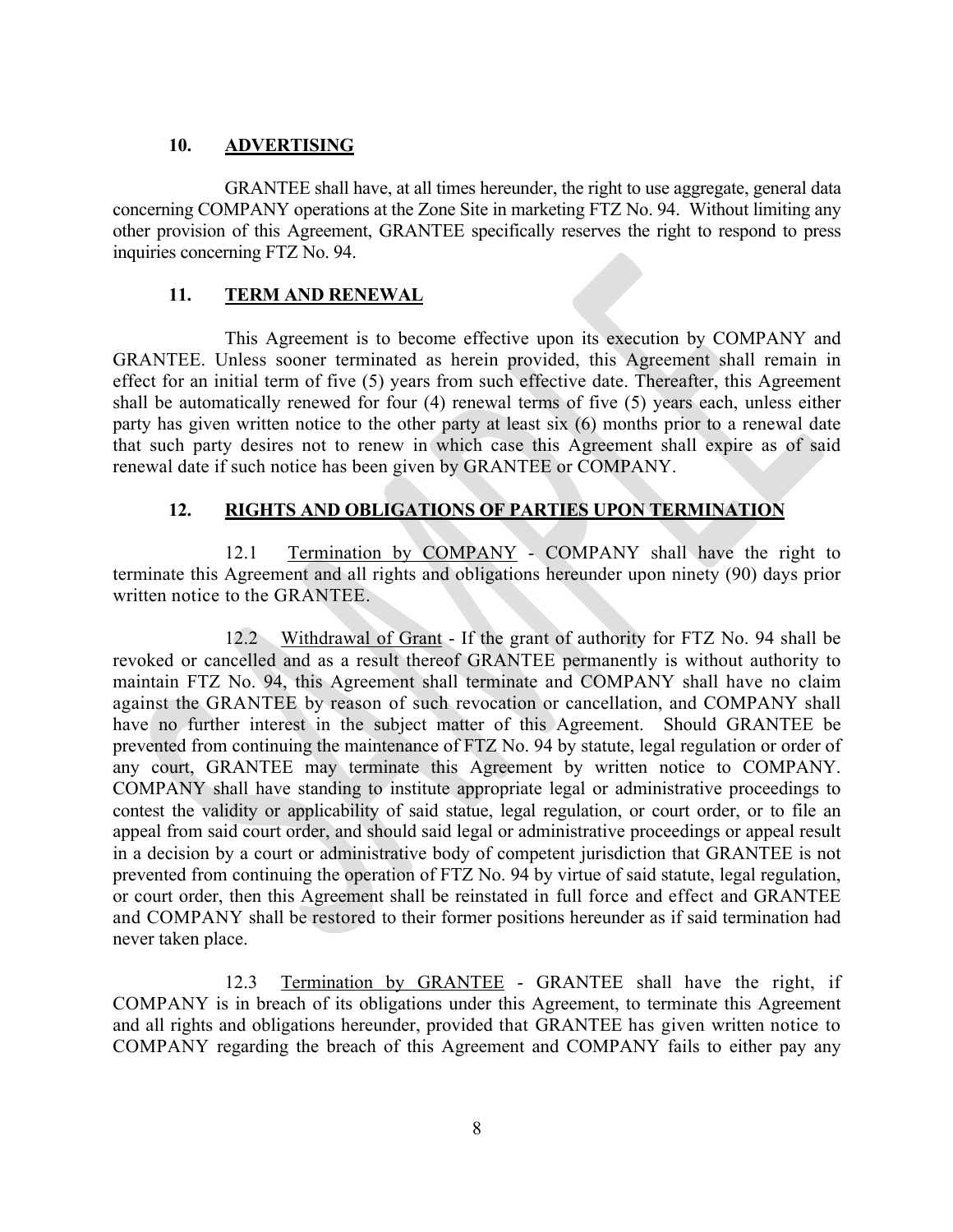## 10. ADVERTISING

GRANTEE shall have, at all times hereunder, the right to use aggregate, general data concerning COMPANY operations at the Zone Site in marketing FTZ No. 94. Without limiting any other provision of this Agreement, GRANTEE specifically reserves the right to respond to press inquiries concerning FTZ No. 94.

## 11. TERM AND RENEWAL

This Agreement is to become effective upon its execution by COMPANY and GRANTEE. Unless sooner terminated as herein provided, this Agreement shall remain in effect for an initial term of five (5) years from such effective date. Thereafter, this Agreement shall be automatically renewed for four (4) renewal terms of five (5) years each, unless either party has given written notice to the other party at least six (6) months prior to a renewal date that such party desires not to renew in which case this Agreement shall expire as of said renewal date if such notice has been given by GRANTEE or COMPANY.

## 12. RIGHTS AND OBLIGATIONS OF PARTIES UPON TERMINATION

12.1 Termination by COMPANY - COMPANY shall have the right to terminate this Agreement and all rights and obligations hereunder upon ninety (90) days prior written notice to the GRANTEE.

12.2 Withdrawal of Grant - If the grant of authority for FTZ No. 94 shall be revoked or cancelled and as a result thereof GRANTEE permanently is without authority to maintain FTZ No. 94, this Agreement shall terminate and COMPANY shall have no claim against the GRANTEE by reason of such revocation or cancellation, and COMPANY shall have no further interest in the subject matter of this Agreement. Should GRANTEE be prevented from continuing the maintenance of FTZ No. 94 by statute, legal regulation or order of any court, GRANTEE may terminate this Agreement by written notice to COMPANY. COMPANY shall have standing to institute appropriate legal or administrative proceedings to contest the validity or applicability of said statue, legal regulation, or court order, or to file an appeal from said court order, and should said legal or administrative proceedings or appeal result in a decision by a court or administrative body of competent jurisdiction that GRANTEE is not prevented from continuing the operation of FTZ No. 94 by virtue of said statute, legal regulation, or court order, then this Agreement shall be reinstated in full force and effect and GRANTEE and COMPANY shall be restored to their former positions hereunder as if said termination had never taken place.

12.3 Termination by GRANTEE - GRANTEE shall have the right, if COMPANY is in breach of its obligations under this Agreement, to terminate this Agreement and all rights and obligations hereunder, provided that GRANTEE has given written notice to COMPANY regarding the breach of this Agreement and COMPANY fails to either pay any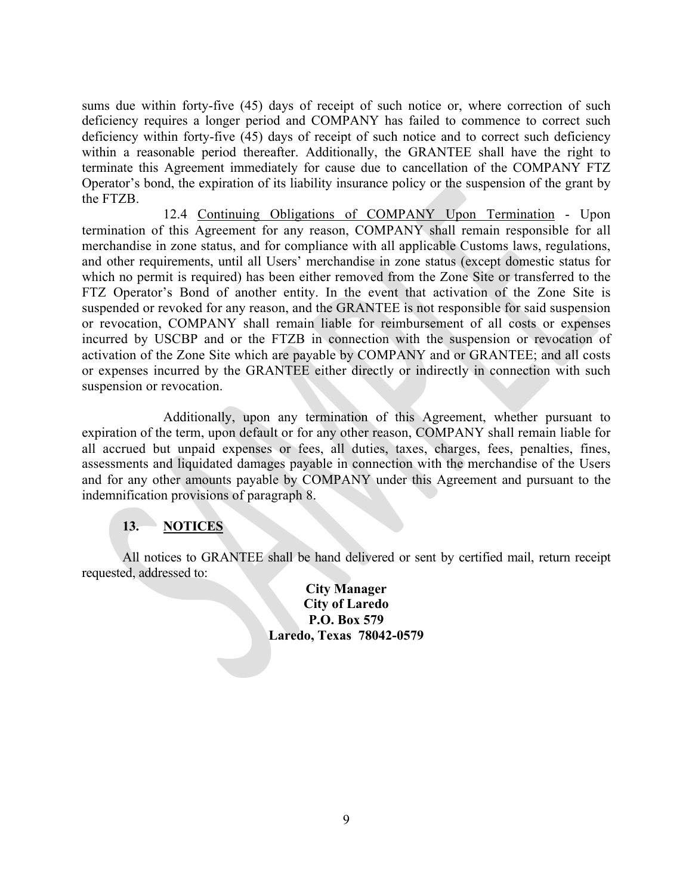sums due within forty-five (45) days of receipt of such notice or, where correction of such deficiency requires a longer period and COMPANY has failed to commence to correct such deficiency within forty-five (45) days of receipt of such notice and to correct such deficiency within a reasonable period thereafter. Additionally, the GRANTEE shall have the right to terminate this Agreement immediately for cause due to cancellation of the COMPANY FTZ Operator's bond, the expiration of its liability insurance policy or the suspension of the grant by the FTZB.

12.4 Continuing Obligations of COMPANY Upon Termination - Upon termination of this Agreement for any reason, COMPANY shall remain responsible for all merchandise in zone status, and for compliance with all applicable Customs laws, regulations, and other requirements, until all Users' merchandise in zone status (except domestic status for which no permit is required) has been either removed from the Zone Site or transferred to the FTZ Operator's Bond of another entity. In the event that activation of the Zone Site is suspended or revoked for any reason, and the GRANTEE is not responsible for said suspension or revocation, COMPANY shall remain liable for reimbursement of all costs or expenses incurred by USCBP and or the FTZB in connection with the suspension or revocation of activation of the Zone Site which are payable by COMPANY and or GRANTEE; and all costs or expenses incurred by the GRANTEE either directly or indirectly in connection with such suspension or revocation.

Additionally, upon any termination of this Agreement, whether pursuant to expiration of the term, upon default or for any other reason, COMPANY shall remain liable for all accrued but unpaid expenses or fees, all duties, taxes, charges, fees, penalties, fines, assessments and liquidated damages payable in connection with the merchandise of the Users and for any other amounts payable by COMPANY under this Agreement and pursuant to the indemnification provisions of paragraph 8.

## 13. NOTICES

All notices to GRANTEE shall be hand delivered or sent by certified mail, return receipt requested, addressed to:

**City Manager**
**City of Laredo**
**P.O. Box 579**
**Laredo, Texas 78042-0579**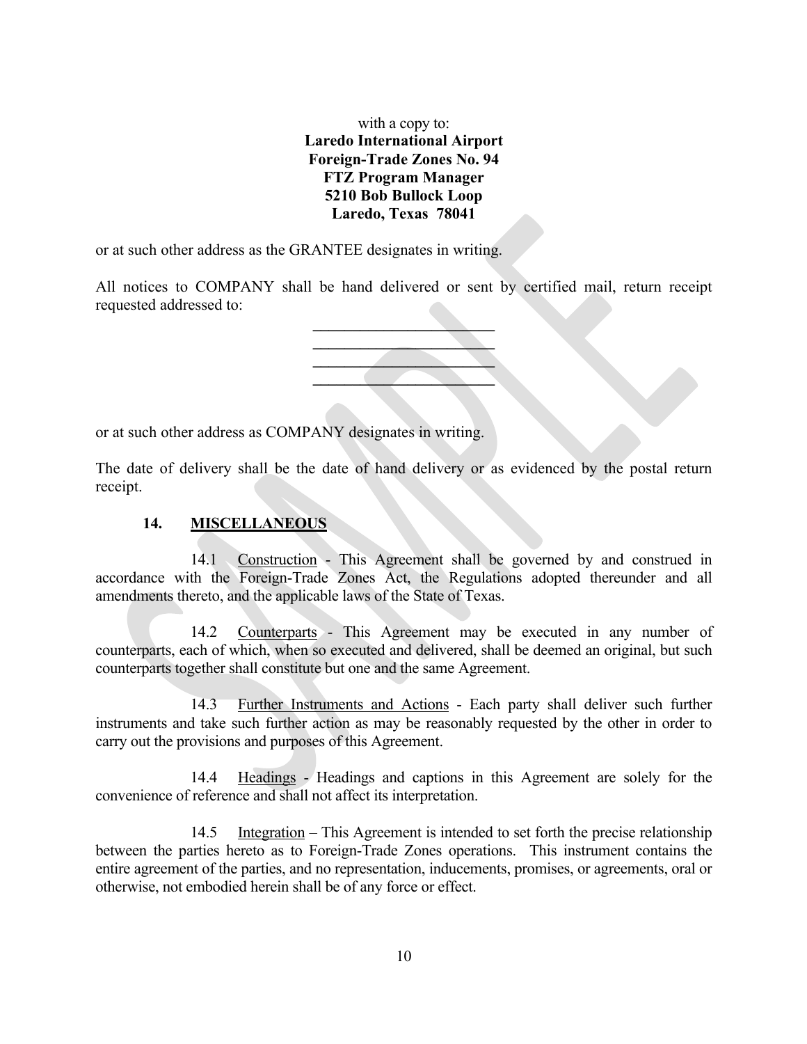with a copy to:
**Laredo International Airport**
**Foreign-Trade Zones No. 94**
**FTZ Program Manager**
**5210 Bob Bullock Loop**
**Laredo, Texas 78041**

or at such other address as the GRANTEE designates in writing.

All notices to COMPANY shall be hand delivered or sent by certified mail, return receipt requested addressed to:

\_\_\_\_\_\_\_\_\_\_\_\_\_\_\_\_\_\_\_\_\_\_\_\_
\_\_\_\_\_\_\_\_\_\_\_\_\_\_\_\_\_\_\_\_\_\_\_\_
\_\_\_\_\_\_\_\_\_\_\_\_\_\_\_\_\_\_\_\_\_\_\_\_
\_\_\_\_\_\_\_\_\_\_\_\_\_\_\_\_\_\_\_\_\_\_\_\_

or at such other address as COMPANY designates in writing.

The date of delivery shall be the date of hand delivery or as evidenced by the postal return receipt.

## 14. MISCELLANEOUS

14.1 Construction - This Agreement shall be governed by and construed in accordance with the Foreign-Trade Zones Act, the Regulations adopted thereunder and all amendments thereto, and the applicable laws of the State of Texas.

14.2 Counterparts - This Agreement may be executed in any number of counterparts, each of which, when so executed and delivered, shall be deemed an original, but such counterparts together shall constitute but one and the same Agreement.

14.3 Further Instruments and Actions - Each party shall deliver such further instruments and take such further action as may be reasonably requested by the other in order to carry out the provisions and purposes of this Agreement.

14.4 Headings - Headings and captions in this Agreement are solely for the convenience of reference and shall not affect its interpretation.

14.5 Integration – This Agreement is intended to set forth the precise relationship between the parties hereto as to Foreign-Trade Zones operations. This instrument contains the entire agreement of the parties, and no representation, inducements, promises, or agreements, oral or otherwise, not embodied herein shall be of any force or effect.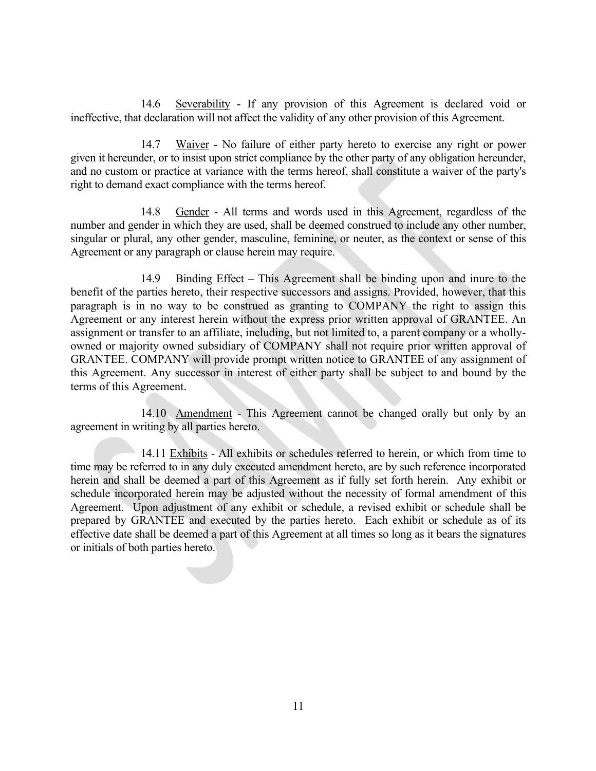14.6 Severability - If any provision of this Agreement is declared void or ineffective, that declaration will not affect the validity of any other provision of this Agreement.

14.7 Waiver - No failure of either party hereto to exercise any right or power given it hereunder, or to insist upon strict compliance by the other party of any obligation hereunder, and no custom or practice at variance with the terms hereof, shall constitute a waiver of the party's right to demand exact compliance with the terms hereof.

14.8 Gender - All terms and words used in this Agreement, regardless of the number and gender in which they are used, shall be deemed construed to include any other number, singular or plural, any other gender, masculine, feminine, or neuter, as the context or sense of this Agreement or any paragraph or clause herein may require.

14.9 Binding Effect – This Agreement shall be binding upon and inure to the benefit of the parties hereto, their respective successors and assigns. Provided, however, that this paragraph is in no way to be construed as granting to COMPANY the right to assign this Agreement or any interest herein without the express prior written approval of GRANTEE. An assignment or transfer to an affiliate, including, but not limited to, a parent company or a wholly-owned or majority owned subsidiary of COMPANY shall not require prior written approval of GRANTEE. COMPANY will provide prompt written notice to GRANTEE of any assignment of this Agreement. Any successor in interest of either party shall be subject to and bound by the terms of this Agreement.

14.10 Amendment - This Agreement cannot be changed orally but only by an agreement in writing by all parties hereto.

14.11 Exhibits - All exhibits or schedules referred to herein, or which from time to time may be referred to in any duly executed amendment hereto, are by such reference incorporated herein and shall be deemed a part of this Agreement as if fully set forth herein. Any exhibit or schedule incorporated herein may be adjusted without the necessity of formal amendment of this Agreement. Upon adjustment of any exhibit or schedule, a revised exhibit or schedule shall be prepared by GRANTEE and executed by the parties hereto. Each exhibit or schedule as of its effective date shall be deemed a part of this Agreement at all times so long as it bears the signatures or initials of both parties hereto.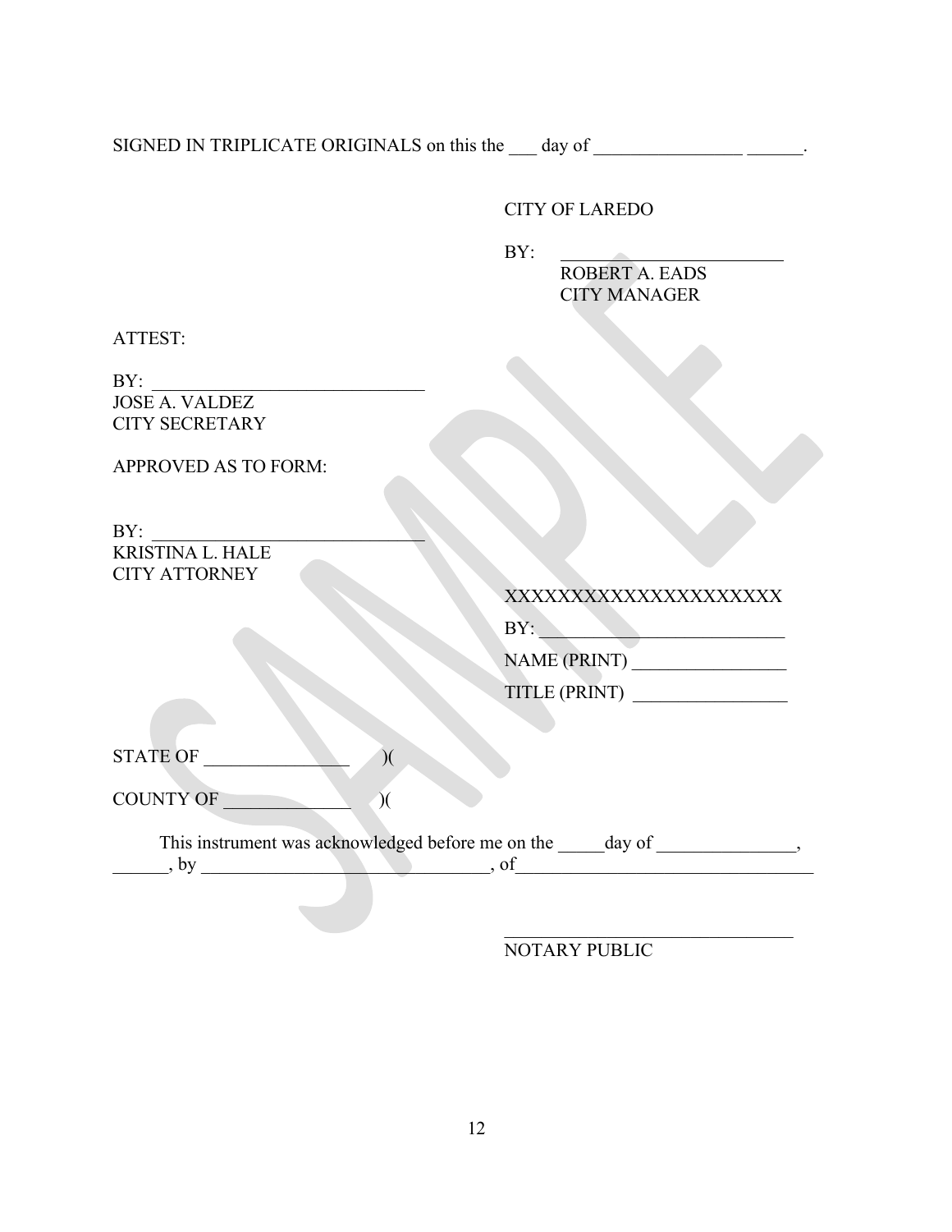SIGNED IN TRIPLICATE ORIGINALS on this the ___ day of ________________ ______.

CITY OF LAREDO

BY: ________________________
ROBERT A. EADS
CITY MANAGER

ATTEST:

BY: ______________________________
JOSE A. VALDEZ
CITY SECRETARY

APPROVED AS TO FORM:

BY: ______________________________
KRISTINA L. HALE
CITY ATTORNEY

XXXXXXXXXXXXXXXXXXXXX

BY: __________________________

NAME (PRINT) _________________

TITLE (PRINT) _________________

STATE OF ________________ )(

COUNTY OF ______________ )(

This instrument was acknowledged before me on the _____day of _______________, ______, by ________________________________, of_________________________________

________________________________
NOTARY PUBLIC